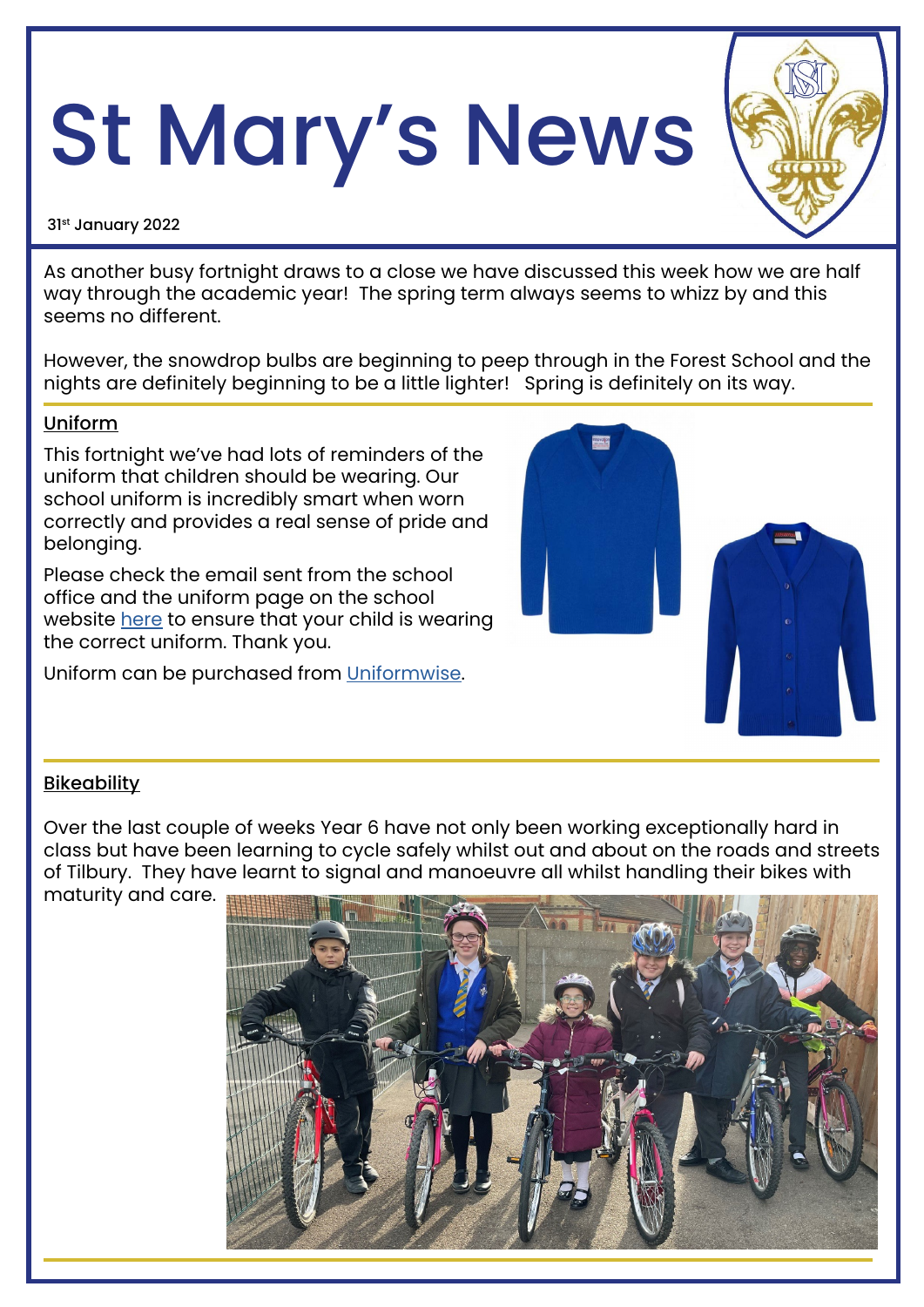# St Mary's News

31st January 2022

As another busy fortnight draws to a close we have discussed this week how we are half way through the academic year! The spring term always seems to whizz by and this seems no different.

However, the snowdrop bulbs are beginning to peep through in the Forest School and the nights are definitely beginning to be a little lighter! Spring is definitely on its way.

## Uniform

This fortnight we've had lots of reminders of the uniform that children should be wearing. Our school uniform is incredibly smart when worn correctly and provides a real sense of pride and belonging.

Please check the email sent from the school office and the uniform page on the school website here to ensure that your child is wearing the correct uniform. Thank you.

Uniform can be purchased from Uniformwise.

## Bikeability

Over the last couple of weeks Year 6 have not only been working exceptionally hard in class but have been learning to cycle safely whilst out and about on the roads and streets of Tilbury. They have learnt to signal and manoeuvre all whilst handling their bikes with maturity and care.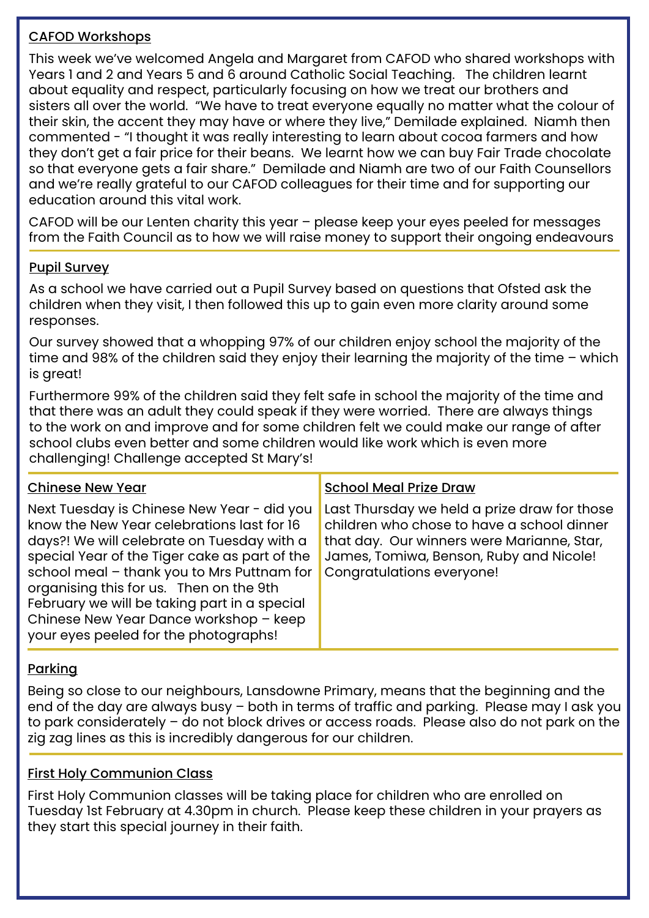## CAFOD Workshops

This week we've welcomed Angela and Margaret from CAFOD who shared workshops with Years 1 and 2 and Years 5 and 6 around Catholic Social Teaching. The children learnt about equality and respect, particularly focusing on how we treat our brothers and sisters all over the world. "We have to treat everyone equally no matter what the colour of their skin, the accent they may have or where they live," Demilade explained. Niamh then commented - "I thought it was really interesting to learn about cocoa farmers and how they don't get a fair price for their beans. We learnt how we can buy Fair Trade chocolate so that everyone gets a fair share." Demilade and Niamh are two of our Faith Counsellors and we're really grateful to our CAFOD colleagues for their time and for supporting our education around this vital work.

CAFOD will be our Lenten charity this year – please keep your eyes peeled for messages from the Faith Council as to how we will raise money to support their ongoing endeavours

## Pupil Survey

As a school we have carried out a Pupil Survey based on questions that Ofsted ask the children when they visit, I then followed this up to gain even more clarity around some responses.

Our survey showed that a whopping 97% of our children enjoy school the majority of the time and 98% of the children said they enjoy their learning the majority of the time – which is great!

Furthermore 99% of the children said they felt safe in school the majority of the time and that there was an adult they could speak if they were worried. There are always things to the work on and improve and for some children felt we could make our range of after school clubs even better and some children would like work which is even more challenging! Challenge accepted St Mary's!

## Chinese New Year

Next Tuesday is Chinese New Year - did you know the New Year celebrations last for 16 days?! We will celebrate on Tuesday with a special Year of the Tiger cake as part of the school meal – thank you to Mrs Puttnam for organising this for us. Then on the 9th February we will be taking part in a special Chinese New Year Dance workshop – keep your eyes peeled for the photographs!

## School Meal Prize Draw

Last Thursday we held a prize draw for those children who chose to have a school dinner that day. Our winners were Marianne, Star, James, Tomiwa, Benson, Ruby and Nicole! Congratulations everyone!

## Parking

Being so close to our neighbours, Lansdowne Primary, means that the beginning and the end of the day are always busy – both in terms of traffic and parking. Please may I ask you to park considerately – do not block drives or access roads. Please also do not park on the zig zag lines as this is incredibly dangerous for our children.

## First Holy Communion Class

First Holy Communion classes will be taking place for children who are enrolled on Tuesday 1st February at 4.30pm in church. Please keep these children in your prayers as they start this special journey in their faith.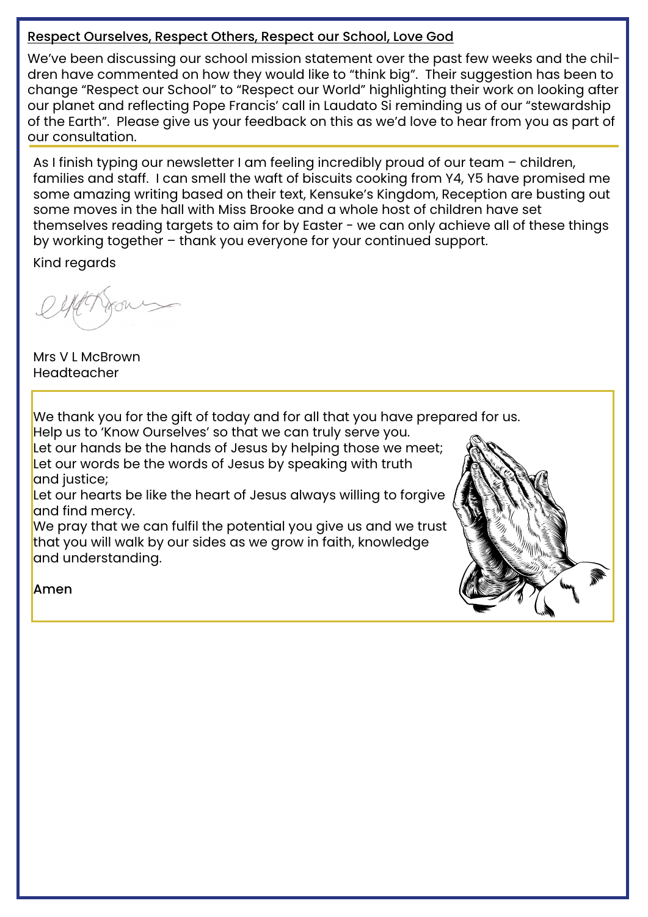Respect Ourselves, Respect Others, Respect our School, Love God

We've been discussing our school mission statement over the past few weeks and the children have commented on how they would like to "think big". Their suggestion has been to change "Respect our School" to "Respect our World" highlighting their work on looking after our planet and reflecting Pope Francis' call in Laudato Si reminding us of our "stewardship of the Earth". Please give us your feedback on this as we'd love to hear from you as part of our consultation.

As I finish typing our newsletter I am feeling incredibly proud of our team – children, families and staff. I can smell the waft of biscuits cooking from Y4, Y5 have promised me some amazing writing based on their text, Kensuke's Kingdom, Reception are busting out some moves in the hall with Miss Brooke and a whole host of children have set themselves reading targets to aim for by Easter - we can only achieve all of these things by working together – thank you everyone for your continued support.

Kind regards

Mrs V L McBrown
Headteacher

We thank you for the gift of today and for all that you have prepared for us.
Help us to 'Know Ourselves' so that we can truly serve you.
Let our hands be the hands of Jesus by helping those we meet;
Let our words be the words of Jesus by speaking with truth and justice;
Let our hearts be like the heart of Jesus always willing to forgive and find mercy.
We pray that we can fulfil the potential you give us and we trust that you will walk by our sides as we grow in faith, knowledge and understanding.

Amen